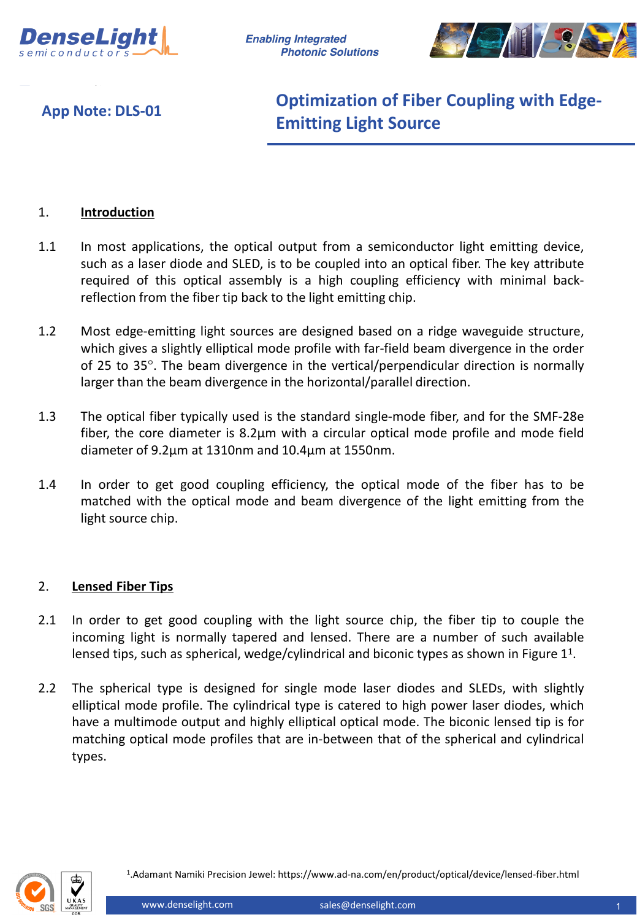App Note: DLS-01

# Optimization of Fiber Coupling with Edge-Emitting Light Source

## 1. Introduction

1.1 In most applications, the optical output from a semiconductor light emitting device, such as a laser diode and SLED, is to be coupled into an optical fiber. The key attribute required of this optical assembly is a high coupling efficiency with minimal back-reflection from the fiber tip back to the light emitting chip.

1.2 Most edge-emitting light sources are designed based on a ridge waveguide structure, which gives a slightly elliptical mode profile with far-field beam divergence in the order of 25 to 35°. The beam divergence in the vertical/perpendicular direction is normally larger than the beam divergence in the horizontal/parallel direction.

1.3 The optical fiber typically used is the standard single-mode fiber, and for the SMF-28e fiber, the core diameter is 8.2µm with a circular optical mode profile and mode field diameter of 9.2µm at 1310nm and 10.4µm at 1550nm.

1.4 In order to get good coupling efficiency, the optical mode of the fiber has to be matched with the optical mode and beam divergence of the light emitting from the light source chip.

## 2. Lensed Fiber Tips

2.1 In order to get good coupling with the light source chip, the fiber tip to couple the incoming light is normally tapered and lensed. There are a number of such available lensed tips, such as spherical, wedge/cylindrical and biconic types as shown in Figure 1[1].

2.2 The spherical type is designed for single mode laser diodes and SLEDs, with slightly elliptical mode profile. The cylindrical type is catered to high power laser diodes, which have a multimode output and highly elliptical optical mode. The biconic lensed tip is for matching optical mode profiles that are in-between that of the spherical and cylindrical types.

[1].Adamant Namiki Precision Jewel: https://www.ad-na.com/en/product/optical/device/lensed-fiber.html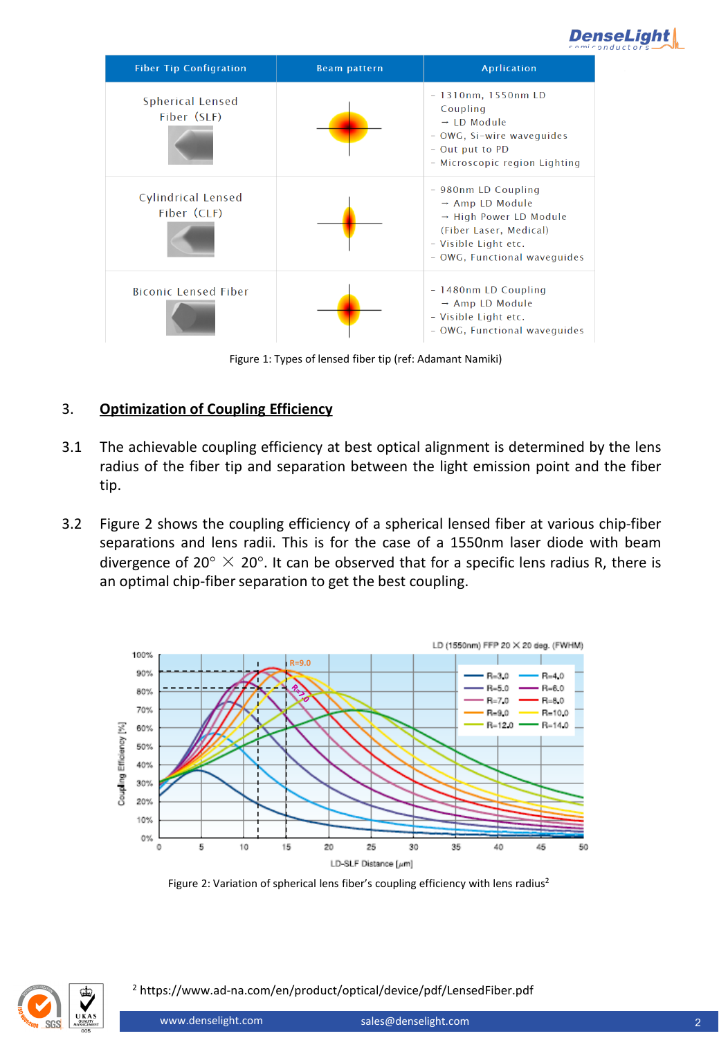| Fiber Tip Configration | Beam pattern | Aprlication |
| --- | --- | --- |
| Spherical Lensed Fiber (SLF) | | - 1310nm, 1550nm LD Coupling<br>→ LD Module<br>- OWG, Si-wire waveguides<br>- Out put to PD<br>- Microscopic region Lighting |
| Cylindrical Lensed Fiber (CLF) | | - 980nm LD Coupling<br>→ Amp LD Module<br>→ High Power LD Module (Fiber Laser, Medical)<br>- Visible Light etc.<br>- OWG, Functional waveguides |
| Biconic Lensed Fiber | | - 1480nm LD Coupling<br>→ Amp LD Module<br>- Visible Light etc.<br>- OWG, Functional waveguides |

Figure 1: Types of lensed fiber tip (ref: Adamant Namiki)

## 3. Optimization of Coupling Efficiency

3.1 The achievable coupling efficiency at best optical alignment is determined by the lens radius of the fiber tip and separation between the light emission point and the fiber tip.

3.2 Figure 2 shows the coupling efficiency of a spherical lensed fiber at various chip-fiber separations and lens radii. This is for the case of a 1550nm laser diode with beam divergence of 20° × 20°. It can be observed that for a specific lens radius R, there is an optimal chip-fiber separation to get the best coupling.

Figure 2: Variation of spherical lens fiber's coupling efficiency with lens radius[2]

[2] https://www.ad-na.com/en/product/optical/device/pdf/LensedFiber.pdf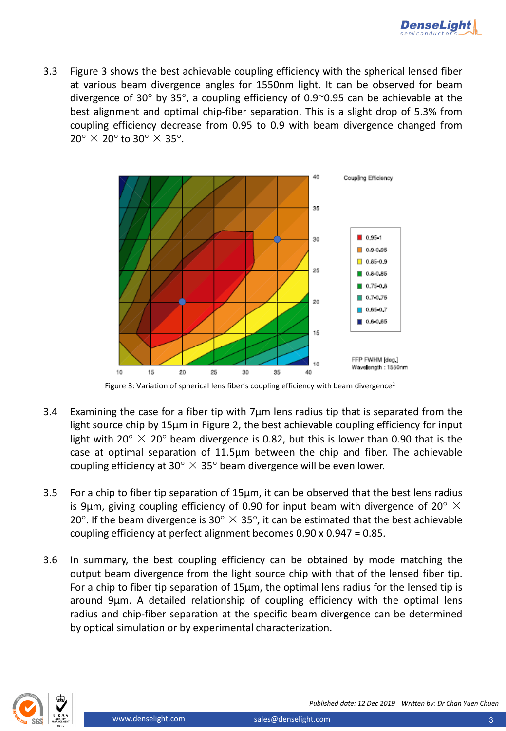3.3 Figure 3 shows the best achievable coupling efficiency with the spherical lensed fiber at various beam divergence angles for 1550nm light. It can be observed for beam divergence of 30° by 35°, a coupling efficiency of 0.9~0.95 can be achievable at the best alignment and optimal chip-fiber separation. This is a slight drop of 5.3% from coupling efficiency decrease from 0.95 to 0.9 with beam divergence changed from 20° × 20° to 30° × 35°.

Coupling Efficiency

0.95-1
0.9-0.95
0.85-0.9
0.8-0.85
0.75-0.8
0.7-0.75
0.65-0.7
0.6-0.65

10 15 20 25 30 35 40

10 15 20 25 30 35 40

FFP FWHM [deg.]
Wavelength : 1550nm

Figure 3: Variation of spherical lens fiber's coupling efficiency with beam divergence[2]

3.4 Examining the case for a fiber tip with 7µm lens radius tip that is separated from the light source chip by 15µm in Figure 2, the best achievable coupling efficiency for input light with 20° × 20° beam divergence is 0.82, but this is lower than 0.90 that is the case at optimal separation of 11.5µm between the chip and fiber. The achievable coupling efficiency at 30° × 35° beam divergence will be even lower.

3.5 For a chip to fiber tip separation of 15µm, it can be observed that the best lens radius is 9µm, giving coupling efficiency of 0.90 for input beam with divergence of 20° × 20°. If the beam divergence is 30° × 35°, it can be estimated that the best achievable coupling efficiency at perfect alignment becomes 0.90 x 0.947 = 0.85.

3.6 In summary, the best coupling efficiency can be obtained by mode matching the output beam divergence from the light source chip with that of the lensed fiber tip. For a chip to fiber tip separation of 15µm, the optimal lens radius for the lensed tip is around 9µm. A detailed relationship of coupling efficiency with the optimal lens radius and chip-fiber separation at the specific beam divergence can be determined by optical simulation or by experimental characterization.

*Published date: 12 Dec 2019 Written by: Dr Chan Yuen Chuen*